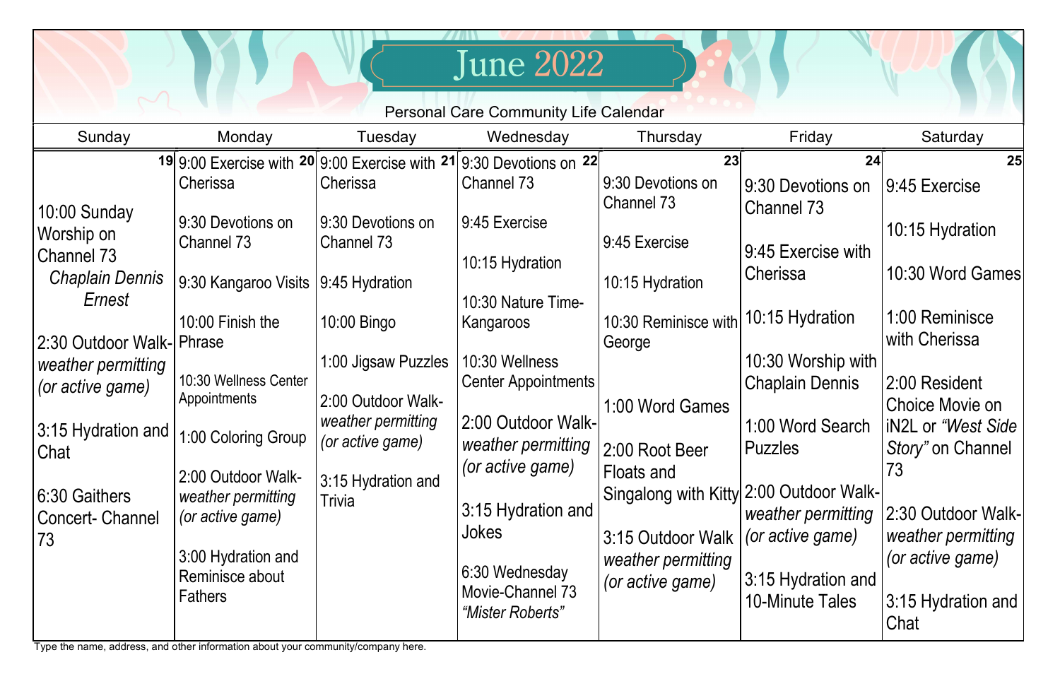# June 2022

Personal Care Community Life Calendar

| Sunday | Monday | Tuesday | Wednesday | Thursday | Friday | Saturday |
|---|---|---|---|---|---|---|
| 19<br>10:00 Sunday Worship on Channel 73<br>*Chaplain Dennis Ernest*<br><br>2:30 Outdoor Walk- *weather permitting (or active game)*<br><br>3:15 Hydration and Chat<br><br>6:30 Gaithers Concert- Channel 73 | 20<br>9:00 Exercise with Cherissa<br><br>9:30 Devotions on Channel 73<br><br>9:30 Kangaroo Visits<br><br>10:00 Finish the Phrase<br><br>10:30 Wellness Center Appointments<br><br>1:00 Coloring Group<br><br>2:00 Outdoor Walk- *weather permitting (or active game)*<br><br>3:00 Hydration and Reminisce about Fathers | 21<br>9:00 Exercise with Cherissa<br><br>9:30 Devotions on Channel 73<br><br>9:45 Hydration<br><br>10:00 Bingo<br><br>1:00 Jigsaw Puzzles<br><br>2:00 Outdoor Walk- *weather permitting (or active game)*<br><br>3:15 Hydration and Trivia | 22<br>9:30 Devotions on Channel 73<br><br>9:45 Exercise<br><br>10:15 Hydration<br><br>10:30 Nature Time- Kangaroos<br><br>10:30 Wellness Center Appointments<br><br>2:00 Outdoor Walk- *weather permitting (or active game)*<br><br>3:15 Hydration and Jokes<br><br>6:30 Wednesday Movie-Channel 73 *"Mister Roberts"* | 23<br>9:30 Devotions on Channel 73<br><br>9:45 Exercise<br><br>10:15 Hydration<br><br>10:30 Reminisce with George<br><br>1:00 Word Games<br><br>2:00 Root Beer Floats and Singalong with Kitty<br><br>3:15 Outdoor Walk *weather permitting (or active game)* | 24<br>9:30 Devotions on Channel 73<br><br>9:45 Exercise with Cherissa<br><br>10:15 Hydration<br><br>10:30 Worship with Chaplain Dennis<br><br>1:00 Word Search Puzzles<br><br>2:00 Outdoor Walk- *weather permitting (or active game)*<br><br>3:15 Hydration and 10-Minute Tales | 25<br>9:45 Exercise<br><br>10:15 Hydration<br><br>10:30 Word Games<br><br>1:00 Reminisce with Cherissa<br><br>2:00 Resident Choice Movie on iN2L or *"West Side Story"* on Channel 73<br><br>2:30 Outdoor Walk- *weather permitting (or active game)*<br><br>3:15 Hydration and Chat |

Type the name, address, and other information about your community/company here.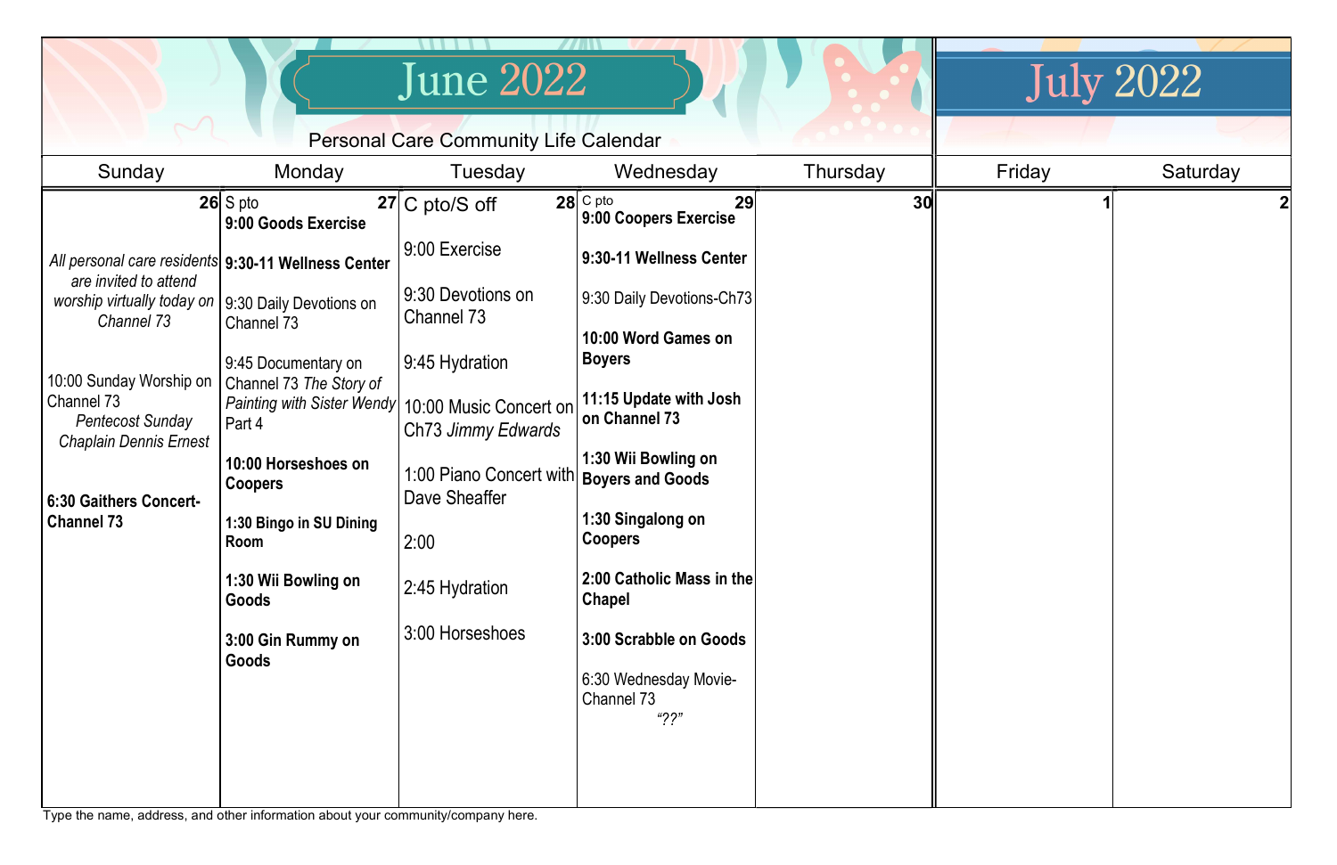# June 2022

# July 2022

Personal Care Community Life Calendar

| Sunday | Monday | Tuesday | Wednesday | Thursday | Friday | Saturday |
|---|---|---|---|---|---|---|
| 26<br><br>*All personal care residents are invited to attend worship virtually today on Channel 73*<br><br>10:00 Sunday Worship on Channel 73<br>*Pentecost Sunday*<br>*Chaplain Dennis Ernest*<br><br>**6:30 Gaithers Concert-Channel 73** | S pto 27<br>**9:00 Goods Exercise**<br><br>**9:30-11 Wellness Center**<br><br>9:30 Daily Devotions on Channel 73<br><br>9:45 Documentary on Channel 73 *The Story of Painting with Sister Wendy* Part 4<br><br>**10:00 Horseshoes on Coopers**<br><br>**1:30 Bingo in SU Dining Room**<br><br>**1:30 Wii Bowling on Goods**<br><br>**3:00 Gin Rummy on Goods** | C pto/S off 28<br><br>9:00 Exercise<br><br>9:30 Devotions on Channel 73<br><br>9:45 Hydration<br><br>10:00 Music Concert on Ch73 *Jimmy Edwards*<br><br>1:00 Piano Concert with Dave Sheaffer<br><br>2:00<br><br>2:45 Hydration<br><br>3:00 Horseshoes | C pto 29<br>**9:00 Coopers Exercise**<br><br>**9:30-11 Wellness Center**<br><br>9:30 Daily Devotions-Ch73<br><br>**10:00 Word Games on Boyers**<br><br>**11:15 Update with Josh on Channel 73**<br><br>**1:30 Wii Bowling on Boyers and Goods**<br><br>**1:30 Singalong on Coopers**<br><br>**2:00 Catholic Mass in the Chapel**<br><br>**3:00 Scrabble on Goods**<br><br>6:30 Wednesday Movie-Channel 73<br>"??" | 30 | 1 | 2 |

Type the name, address, and other information about your community/company here.